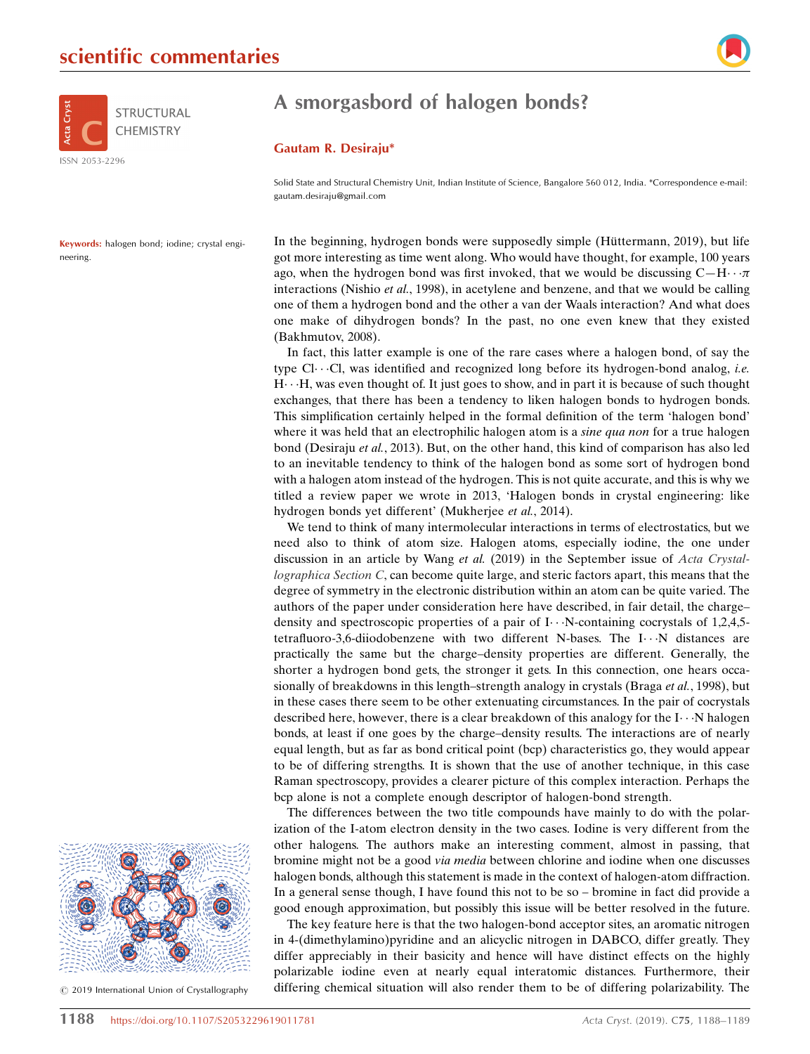# scientific commentaries

STRUCTURAL CHEMISTRY

ISSN 2053-2296

# A smorgasbord of halogen bonds?

**Gautam R. Desiraju***

Solid State and Structural Chemistry Unit, Indian Institute of Science, Bangalore 560 012, India. *Correspondence e-mail: gautam.desiraju@gmail.com

**Keywords:** halogen bond; iodine; crystal engineering.

© 2019 International Union of Crystallography

In the beginning, hydrogen bonds were supposedly simple (Hüttermann, 2019), but life got more interesting as time went along. Who would have thought, for example, 100 years ago, when the hydrogen bond was first invoked, that we would be discussing C—H···$\pi$ interactions (Nishio *et al.*, 1998), in acetylene and benzene, and that we would be calling one of them a hydrogen bond and the other a van der Waals interaction? And what does one make of dihydrogen bonds? In the past, no one even knew that they existed (Bakhmutov, 2008).

In fact, this latter example is one of the rare cases where a halogen bond, of say the type Cl···Cl, was identified and recognized long before its hydrogen-bond analog, *i.e.* H···H, was even thought of. It just goes to show, and in part it is because of such thought exchanges, that there has been a tendency to liken halogen bonds to hydrogen bonds. This simplification certainly helped in the formal definition of the term 'halogen bond' where it was held that an electrophilic halogen atom is a *sine qua non* for a true halogen bond (Desiraju *et al.*, 2013). But, on the other hand, this kind of comparison has also led to an inevitable tendency to think of the halogen bond as some sort of hydrogen bond with a halogen atom instead of the hydrogen. This is not quite accurate, and this is why we titled a review paper we wrote in 2013, 'Halogen bonds in crystal engineering: like hydrogen bonds yet different' (Mukherjee *et al.*, 2014).

We tend to think of many intermolecular interactions in terms of electrostatics, but we need also to think of atom size. Halogen atoms, especially iodine, the one under discussion in an article by Wang *et al.* (2019) in the September issue of *Acta Crystallographica Section C*, can become quite large, and steric factors apart, this means that the degree of symmetry in the electronic distribution within an atom can be quite varied. The authors of the paper under consideration here have described, in fair detail, the charge–density and spectroscopic properties of a pair of I···N-containing cocrystals of 1,2,4,5-tetrafluoro-3,6-diiodobenzene with two different N-bases. The I···N distances are practically the same but the charge–density properties are different. Generally, the shorter a hydrogen bond gets, the stronger it gets. In this connection, one hears occasionally of breakdowns in this length–strength analogy in crystals (Braga *et al.*, 1998), but in these cases there seem to be other extenuating circumstances. In the pair of cocrystals described here, however, there is a clear breakdown of this analogy for the I···N halogen bonds, at least if one goes by the charge–density results. The interactions are of nearly equal length, but as far as bond critical point (bcp) characteristics go, they would appear to be of differing strengths. It is shown that the use of another technique, in this case Raman spectroscopy, provides a clearer picture of this complex interaction. Perhaps the bcp alone is not a complete enough descriptor of halogen-bond strength.

The differences between the two title compounds have mainly to do with the polarization of the I-atom electron density in the two cases. Iodine is very different from the other halogens. The authors make an interesting comment, almost in passing, that bromine might not be a good *via media* between chlorine and iodine when one discusses halogen bonds, although this statement is made in the context of halogen-atom diffraction. In a general sense though, I have found this not to be so – bromine in fact did provide a good enough approximation, but possibly this issue will be better resolved in the future.

The key feature here is that the two halogen-bond acceptor sites, an aromatic nitrogen in 4-(dimethylamino)pyridine and an alicyclic nitrogen in DABCO, differ greatly. They differ appreciably in their basicity and hence will have distinct effects on the highly polarizable iodine even at nearly equal interatomic distances. Furthermore, their differing chemical situation will also render them to be of differing polarizability. The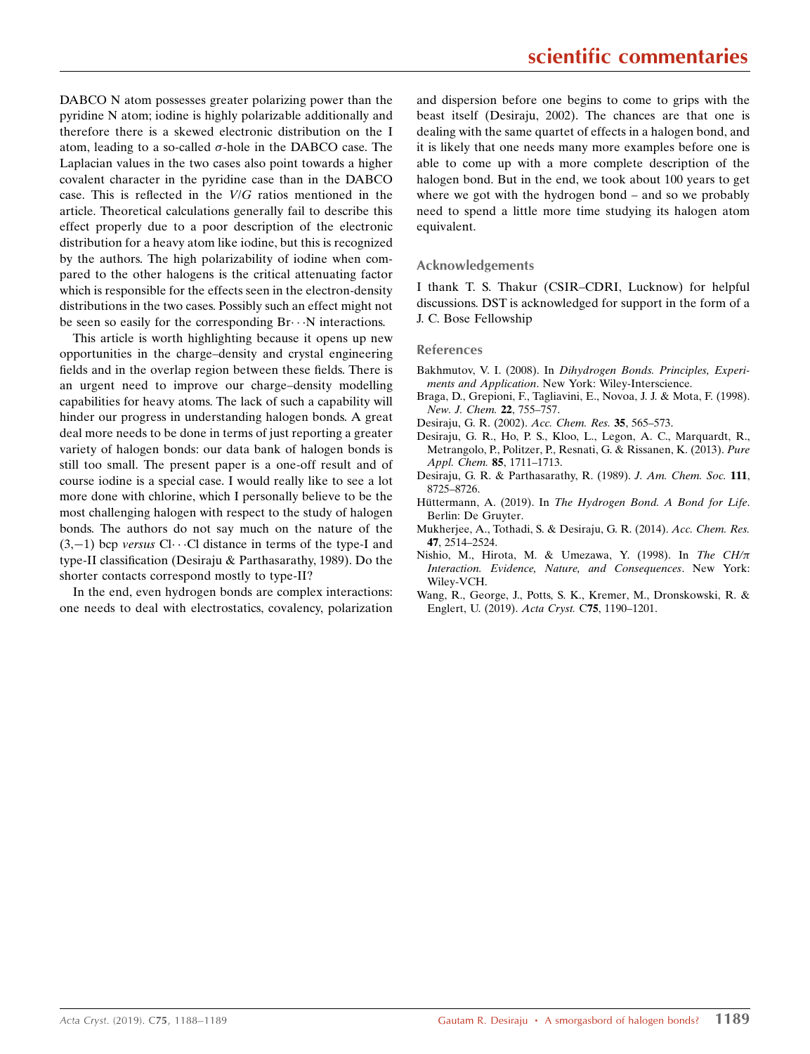DABCO N atom possesses greater polarizing power than the pyridine N atom; iodine is highly polarizable additionally and therefore there is a skewed electronic distribution on the I atom, leading to a so-called $\sigma$-hole in the DABCO case. The Laplacian values in the two cases also point towards a higher covalent character in the pyridine case than in the DABCO case. This is reflected in the $V/G$ ratios mentioned in the article. Theoretical calculations generally fail to describe this effect properly due to a poor description of the electronic distribution for a heavy atom like iodine, but this is recognized by the authors. The high polarizability of iodine when compared to the other halogens is the critical attenuating factor which is responsible for the effects seen in the electron-density distributions in the two cases. Possibly such an effect might not be seen so easily for the corresponding Br···N interactions.

This article is worth highlighting because it opens up new opportunities in the charge–density and crystal engineering fields and in the overlap region between these fields. There is an urgent need to improve our charge–density modelling capabilities for heavy atoms. The lack of such a capability will hinder our progress in understanding halogen bonds. A great deal more needs to be done in terms of just reporting a greater variety of halogen bonds: our data bank of halogen bonds is still too small. The present paper is a one-off result and of course iodine is a special case. I would really like to see a lot more done with chlorine, which I personally believe to be the most challenging halogen with respect to the study of halogen bonds. The authors do not say much on the nature of the $(3,-1)$ bcp *versus* Cl···Cl distance in terms of the type-I and type-II classification (Desiraju & Parthasarathy, 1989). Do the shorter contacts correspond mostly to type-II?

In the end, even hydrogen bonds are complex interactions: one needs to deal with electrostatics, covalency, polarization and dispersion before one begins to come to grips with the beast itself (Desiraju, 2002). The chances are that one is dealing with the same quartet of effects in a halogen bond, and it is likely that one needs many more examples before one is able to come up with a more complete description of the halogen bond. But in the end, we took about 100 years to get where we got with the hydrogen bond – and so we probably need to spend a little more time studying its halogen atom equivalent.

## Acknowledgements

I thank T. S. Thakur (CSIR–CDRI, Lucknow) for helpful discussions. DST is acknowledged for support in the form of a J. C. Bose Fellowship

## References

Bakhmutov, V. I. (2008). In *Dihydrogen Bonds. Principles, Experiments and Application*. New York: Wiley-Interscience.

Braga, D., Grepioni, F., Tagliavini, E., Novoa, J. J. & Mota, F. (1998). *New. J. Chem.* **22**, 755–757.

Desiraju, G. R. (2002). *Acc. Chem. Res.* **35**, 565–573.

Desiraju, G. R., Ho, P. S., Kloo, L., Legon, A. C., Marquardt, R., Metrangolo, P., Politzer, P., Resnati, G. & Rissanen, K. (2013). *Pure Appl. Chem.* **85**, 1711–1713.

Desiraju, G. R. & Parthasarathy, R. (1989). *J. Am. Chem. Soc.* **111**, 8725–8726.

Hüttermann, A. (2019). In *The Hydrogen Bond. A Bond for Life*. Berlin: De Gruyter.

Mukherjee, A., Tothadi, S. & Desiraju, G. R. (2014). *Acc. Chem. Res.* **47**, 2514–2524.

Nishio, M., Hirota, M. & Umezawa, Y. (1998). In *The CH/$\pi$ Interaction. Evidence, Nature, and Consequences*. New York: Wiley-VCH.

Wang, R., George, J., Potts, S. K., Kremer, M., Dronskowski, R. & Englert, U. (2019). *Acta Cryst.* C**75**, 1190–1201.